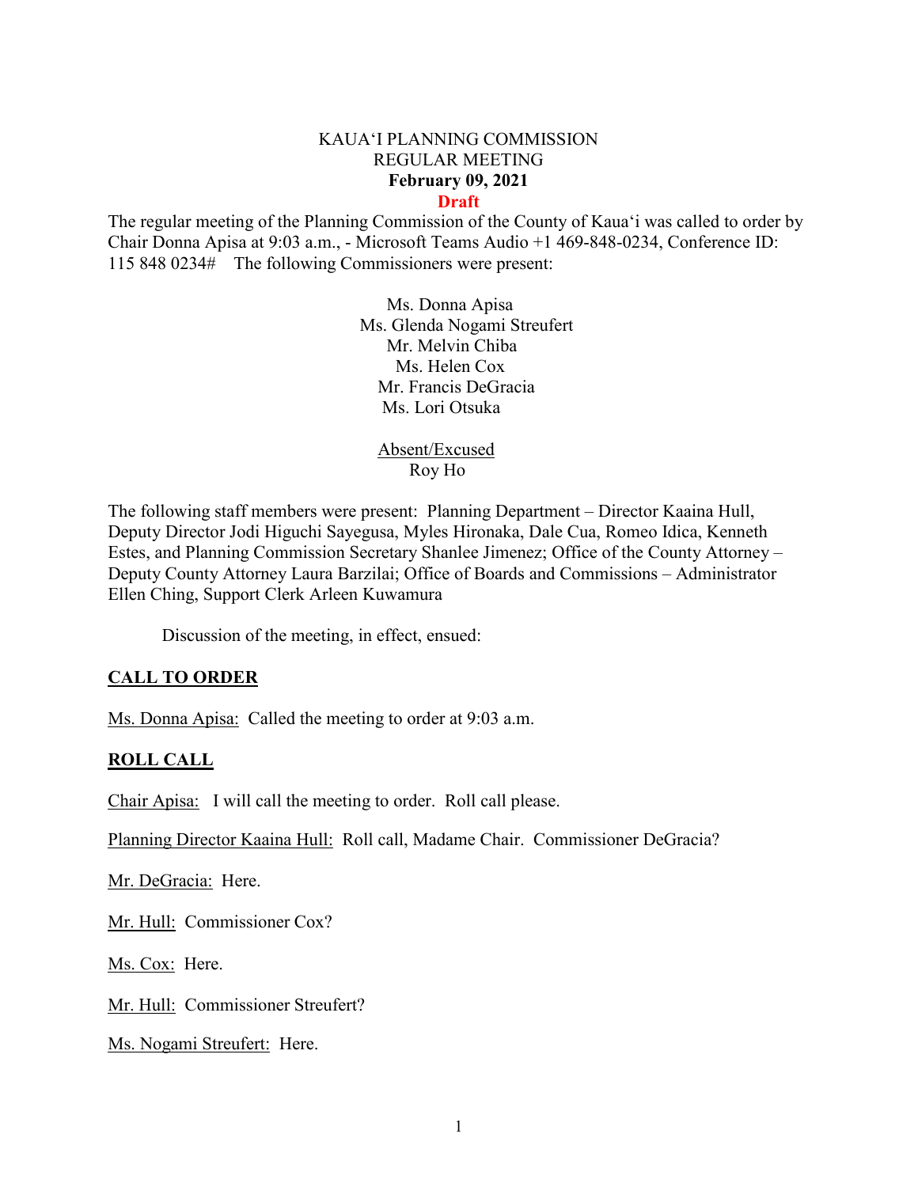# KAUAʻI PLANNING COMMISSION
## REGULAR MEETING
## **February 09, 2021**
**Draft**

The regular meeting of the Planning Commission of the County of Kauaʻi was called to order by Chair Donna Apisa at 9:03 a.m., - Microsoft Teams Audio +1 469-848-0234, Conference ID: 115 848 0234# The following Commissioners were present:

Ms. Donna Apisa
Ms. Glenda Nogami Streufert
Mr. Melvin Chiba
Ms. Helen Cox
Mr. Francis DeGracia
Ms. Lori Otsuka

Absent/Excused
Roy Ho

The following staff members were present: Planning Department – Director Kaaina Hull, Deputy Director Jodi Higuchi Sayegusa, Myles Hironaka, Dale Cua, Romeo Idica, Kenneth Estes, and Planning Commission Secretary Shanlee Jimenez; Office of the County Attorney – Deputy County Attorney Laura Barzilai; Office of Boards and Commissions – Administrator Ellen Ching, Support Clerk Arleen Kuwamura

Discussion of the meeting, in effect, ensued:

## CALL TO ORDER

Ms. Donna Apisa: Called the meeting to order at 9:03 a.m.

## ROLL CALL

Chair Apisa: I will call the meeting to order. Roll call please.

Planning Director Kaaina Hull: Roll call, Madame Chair. Commissioner DeGracia?

Mr. DeGracia: Here.

Mr. Hull: Commissioner Cox?

Ms. Cox: Here.

Mr. Hull: Commissioner Streufert?

Ms. Nogami Streufert: Here.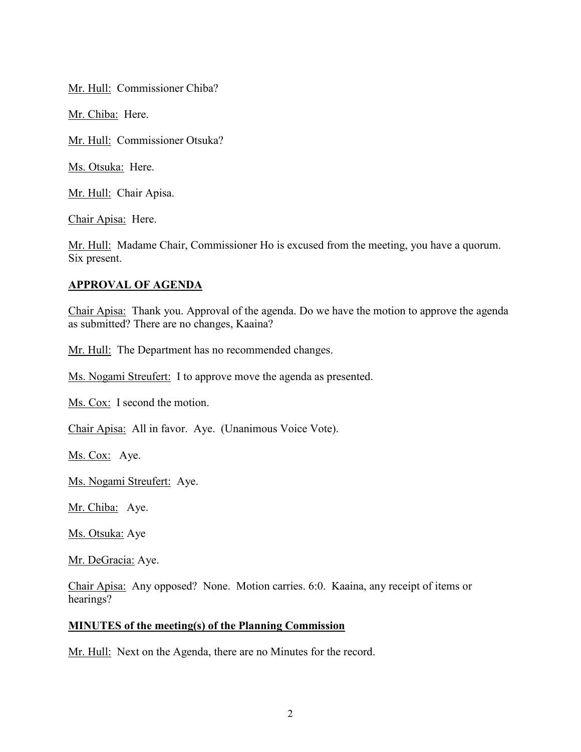Mr. Hull: Commissioner Chiba?

Mr. Chiba: Here.

Mr. Hull: Commissioner Otsuka?

Ms. Otsuka: Here.

Mr. Hull: Chair Apisa.

Chair Apisa: Here.

Mr. Hull: Madame Chair, Commissioner Ho is excused from the meeting, you have a quorum. Six present.

## APPROVAL OF AGENDA

Chair Apisa: Thank you. Approval of the agenda. Do we have the motion to approve the agenda as submitted? There are no changes, Kaaina?

Mr. Hull: The Department has no recommended changes.

Ms. Nogami Streufert: I to approve move the agenda as presented.

Ms. Cox: I second the motion.

Chair Apisa: All in favor. Aye. (Unanimous Voice Vote).

Ms. Cox: Aye.

Ms. Nogami Streufert: Aye.

Mr. Chiba: Aye.

Ms. Otsuka: Aye

Mr. DeGracia: Aye.

Chair Apisa: Any opposed? None. Motion carries. 6:0. Kaaina, any receipt of items or hearings?

## MINUTES of the meeting(s) of the Planning Commission

Mr. Hull: Next on the Agenda, there are no Minutes for the record.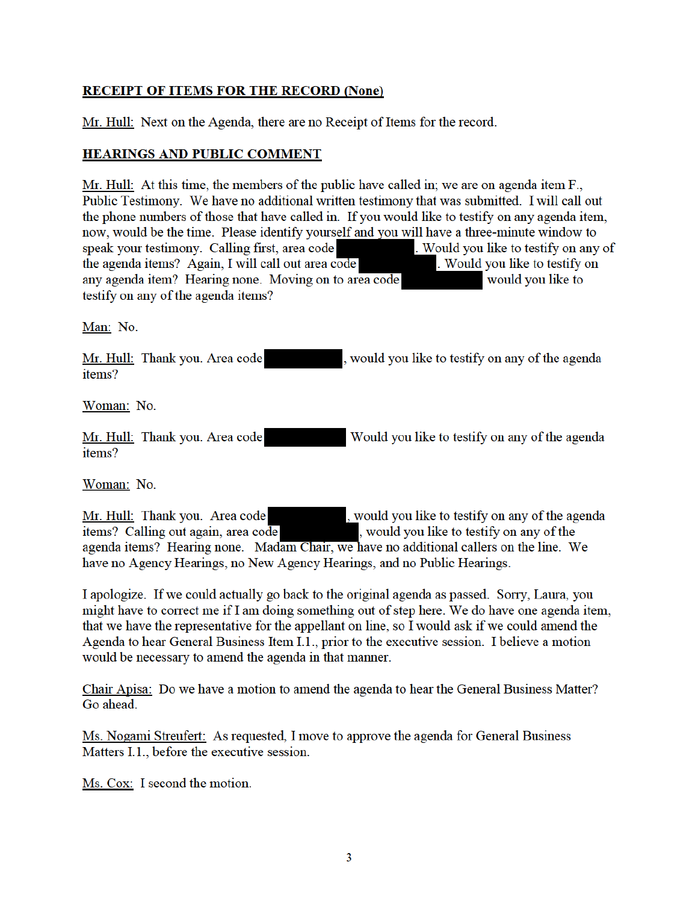**RECEIPT OF ITEMS FOR THE RECORD (None)**

Mr. Hull: Next on the Agenda, there are no Receipt of Items for the record.

**HEARINGS AND PUBLIC COMMENT**

Mr. Hull: At this time, the members of the public have called in; we are on agenda item F., Public Testimony. We have no additional written testimony that was submitted. I will call out the phone numbers of those that have called in. If you would like to testify on any agenda item, now, would be the time. Please identify yourself and you will have a three-minute window to speak your testimony. Calling first, area code [REDACTED]. Would you like to testify on any of the agenda items? Again, I will call out area code [REDACTED]. Would you like to testify on any agenda item? Hearing none. Moving on to area code [REDACTED] would you like to testify on any of the agenda items?

Man: No.

Mr. Hull: Thank you. Area code [REDACTED], would you like to testify on any of the agenda items?

Woman: No.

Mr. Hull: Thank you. Area code [REDACTED] Would you like to testify on any of the agenda items?

Woman: No.

Mr. Hull: Thank you. Area code [REDACTED], would you like to testify on any of the agenda items? Calling out again, area code [REDACTED], would you like to testify on any of the agenda items? Hearing none. Madam Chair, we have no additional callers on the line. We have no Agency Hearings, no New Agency Hearings, and no Public Hearings.

I apologize. If we could actually go back to the original agenda as passed. Sorry, Laura, you might have to correct me if I am doing something out of step here. We do have one agenda item, that we have the representative for the appellant on line, so I would ask if we could amend the Agenda to hear General Business Item I.1., prior to the executive session. I believe a motion would be necessary to amend the agenda in that manner.

Chair Apisa: Do we have a motion to amend the agenda to hear the General Business Matter? Go ahead.

Ms. Nogami Streufert: As requested, I move to approve the agenda for General Business Matters I.1., before the executive session.

Ms. Cox: I second the motion.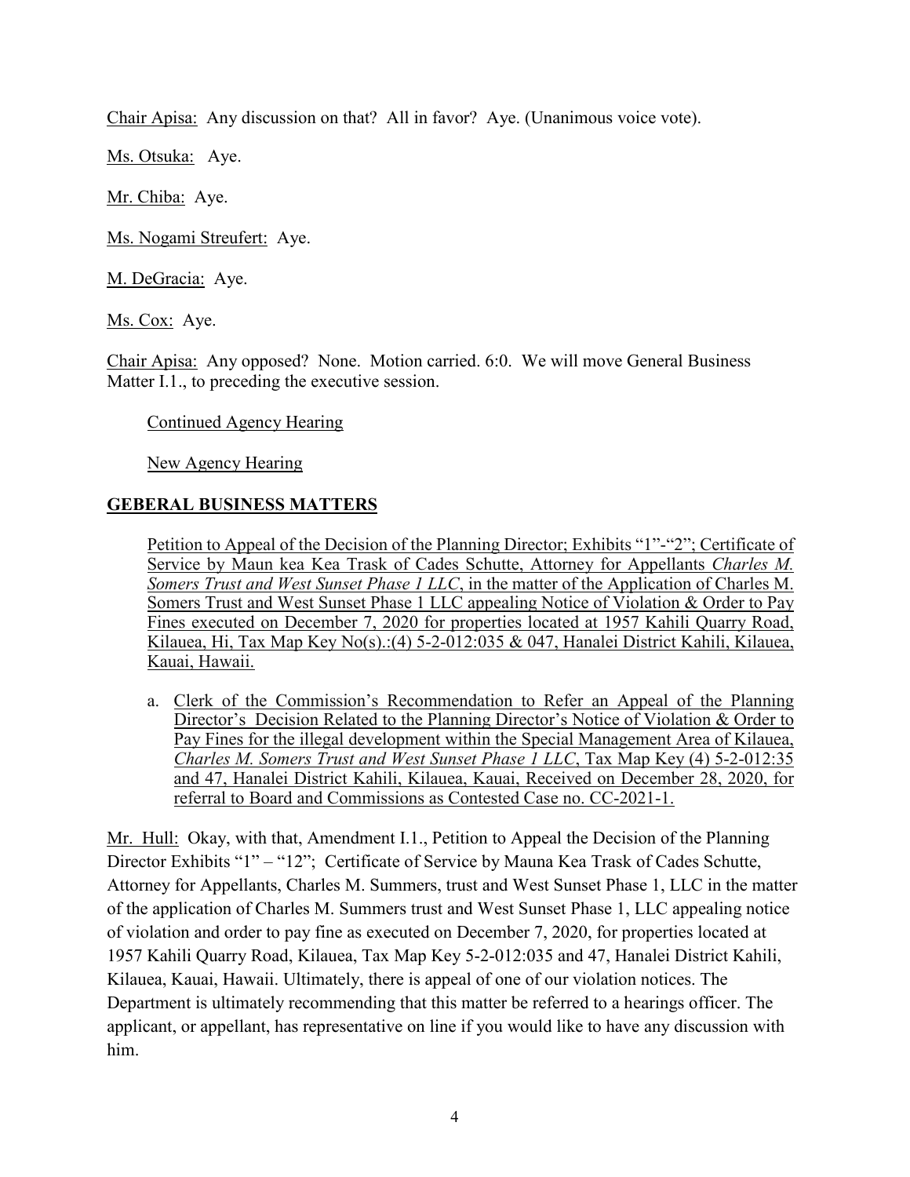Chair Apisa: Any discussion on that? All in favor? Aye. (Unanimous voice vote).

Ms. Otsuka: Aye.

Mr. Chiba: Aye.

Ms. Nogami Streufert: Aye.

M. DeGracia: Aye.

Ms. Cox: Aye.

Chair Apisa: Any opposed? None. Motion carried. 6:0. We will move General Business Matter I.1., to preceding the executive session.

Continued Agency Hearing

New Agency Hearing

## GEBERAL BUSINESS MATTERS

Petition to Appeal of the Decision of the Planning Director; Exhibits "1"-"2"; Certificate of Service by Maun kea Kea Trask of Cades Schutte, Attorney for Appellants *Charles M. Somers Trust and West Sunset Phase 1 LLC*, in the matter of the Application of Charles M. Somers Trust and West Sunset Phase 1 LLC appealing Notice of Violation & Order to Pay Fines executed on December 7, 2020 for properties located at 1957 Kahili Quarry Road, Kilauea, Hi, Tax Map Key No(s).:(4) 5-2-012:035 & 047, Hanalei District Kahili, Kilauea, Kauai, Hawaii.

a. Clerk of the Commission's Recommendation to Refer an Appeal of the Planning Director's Decision Related to the Planning Director's Notice of Violation & Order to Pay Fines for the illegal development within the Special Management Area of Kilauea, *Charles M. Somers Trust and West Sunset Phase 1 LLC*, Tax Map Key (4) 5-2-012:35 and 47, Hanalei District Kahili, Kilauea, Kauai, Received on December 28, 2020, for referral to Board and Commissions as Contested Case no. CC-2021-1.

Mr. Hull: Okay, with that, Amendment I.1., Petition to Appeal the Decision of the Planning Director Exhibits "1" – "12"; Certificate of Service by Mauna Kea Trask of Cades Schutte, Attorney for Appellants, Charles M. Summers, trust and West Sunset Phase 1, LLC in the matter of the application of Charles M. Summers trust and West Sunset Phase 1, LLC appealing notice of violation and order to pay fine as executed on December 7, 2020, for properties located at 1957 Kahili Quarry Road, Kilauea, Tax Map Key 5-2-012:035 and 47, Hanalei District Kahili, Kilauea, Kauai, Hawaii. Ultimately, there is appeal of one of our violation notices. The Department is ultimately recommending that this matter be referred to a hearings officer. The applicant, or appellant, has representative on line if you would like to have any discussion with him.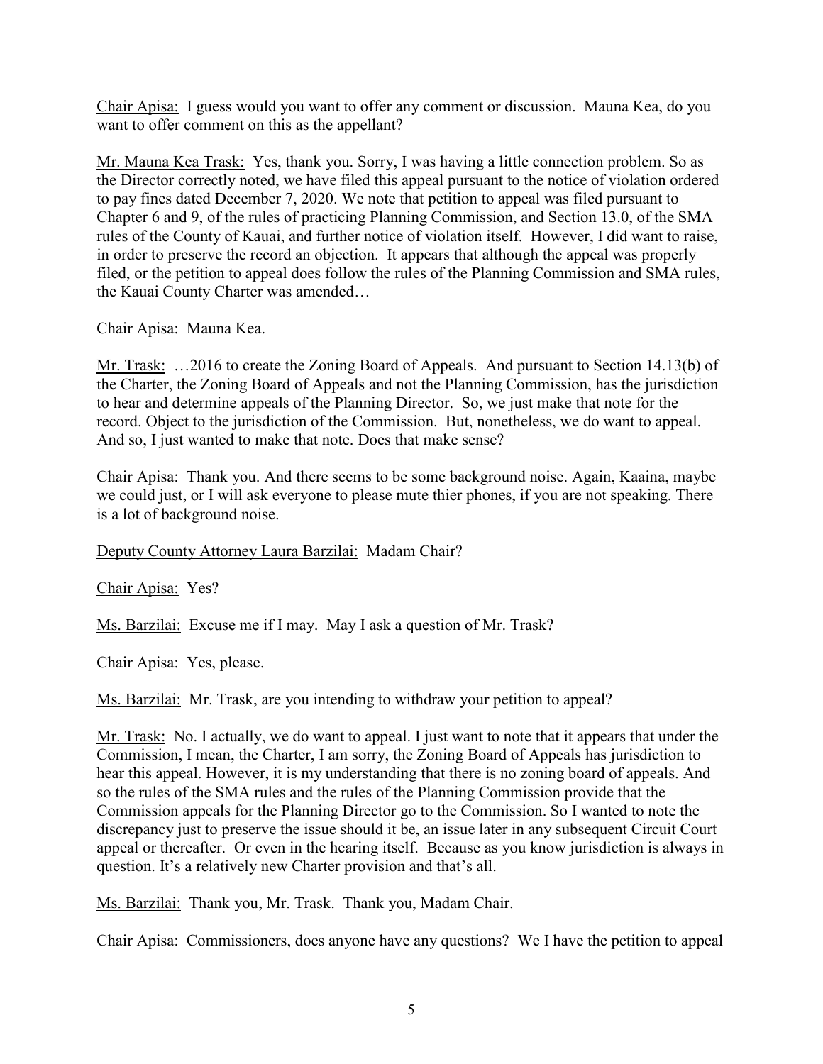<u>Chair Apisa:</u> I guess would you want to offer any comment or discussion. Mauna Kea, do you want to offer comment on this as the appellant?

<u>Mr. Mauna Kea Trask:</u> Yes, thank you. Sorry, I was having a little connection problem. So as the Director correctly noted, we have filed this appeal pursuant to the notice of violation ordered to pay fines dated December 7, 2020. We note that petition to appeal was filed pursuant to Chapter 6 and 9, of the rules of practicing Planning Commission, and Section 13.0, of the SMA rules of the County of Kauai, and further notice of violation itself. However, I did want to raise, in order to preserve the record an objection. It appears that although the appeal was properly filed, or the petition to appeal does follow the rules of the Planning Commission and SMA rules, the Kauai County Charter was amended…

<u>Chair Apisa:</u> Mauna Kea.

<u>Mr. Trask:</u> …2016 to create the Zoning Board of Appeals. And pursuant to Section 14.13(b) of the Charter, the Zoning Board of Appeals and not the Planning Commission, has the jurisdiction to hear and determine appeals of the Planning Director. So, we just make that note for the record. Object to the jurisdiction of the Commission. But, nonetheless, we do want to appeal. And so, I just wanted to make that note. Does that make sense?

<u>Chair Apisa:</u> Thank you. And there seems to be some background noise. Again, Kaaina, maybe we could just, or I will ask everyone to please mute thier phones, if you are not speaking. There is a lot of background noise.

<u>Deputy County Attorney Laura Barzilai:</u> Madam Chair?

<u>Chair Apisa:</u> Yes?

<u>Ms. Barzilai:</u> Excuse me if I may. May I ask a question of Mr. Trask?

<u>Chair Apisa:</u> Yes, please.

<u>Ms. Barzilai:</u> Mr. Trask, are you intending to withdraw your petition to appeal?

<u>Mr. Trask:</u> No. I actually, we do want to appeal. I just want to note that it appears that under the Commission, I mean, the Charter, I am sorry, the Zoning Board of Appeals has jurisdiction to hear this appeal. However, it is my understanding that there is no zoning board of appeals. And so the rules of the SMA rules and the rules of the Planning Commission provide that the Commission appeals for the Planning Director go to the Commission. So I wanted to note the discrepancy just to preserve the issue should it be, an issue later in any subsequent Circuit Court appeal or thereafter. Or even in the hearing itself. Because as you know jurisdiction is always in question. It's a relatively new Charter provision and that's all.

<u>Ms. Barzilai:</u> Thank you, Mr. Trask. Thank you, Madam Chair.

<u>Chair Apisa:</u> Commissioners, does anyone have any questions? We I have the petition to appeal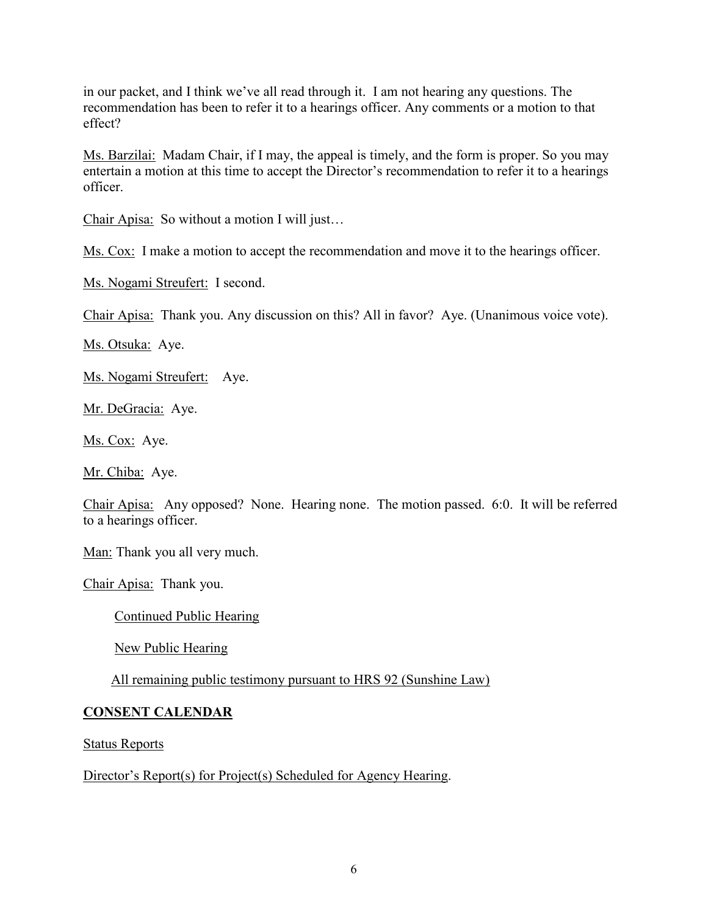in our packet, and I think we've all read through it. I am not hearing any questions. The recommendation has been to refer it to a hearings officer. Any comments or a motion to that effect?

Ms. Barzilai: Madam Chair, if I may, the appeal is timely, and the form is proper. So you may entertain a motion at this time to accept the Director's recommendation to refer it to a hearings officer.

Chair Apisa: So without a motion I will just…

Ms. Cox: I make a motion to accept the recommendation and move it to the hearings officer.

Ms. Nogami Streufert: I second.

Chair Apisa: Thank you. Any discussion on this? All in favor? Aye. (Unanimous voice vote).

Ms. Otsuka: Aye.

Ms. Nogami Streufert: Aye.

Mr. DeGracia: Aye.

Ms. Cox: Aye.

Mr. Chiba: Aye.

Chair Apisa: Any opposed? None. Hearing none. The motion passed. 6:0. It will be referred to a hearings officer.

Man: Thank you all very much.

Chair Apisa: Thank you.

Continued Public Hearing

New Public Hearing

All remaining public testimony pursuant to HRS 92 (Sunshine Law)

**CONSENT CALENDAR**

Status Reports

Director's Report(s) for Project(s) Scheduled for Agency Hearing.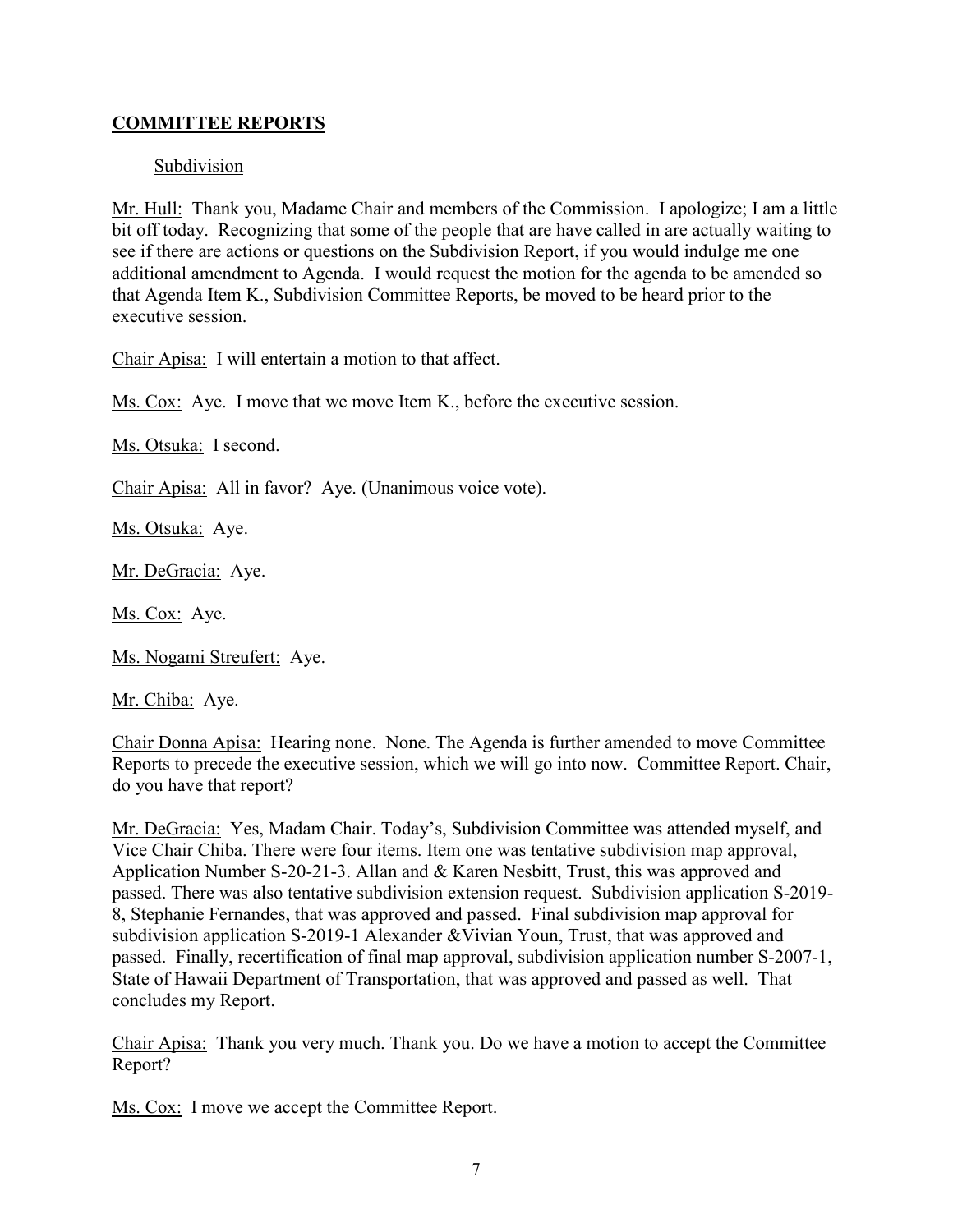## **COMMITTEE REPORTS**

Subdivision

Mr. Hull: Thank you, Madame Chair and members of the Commission. I apologize; I am a little bit off today. Recognizing that some of the people that are have called in are actually waiting to see if there are actions or questions on the Subdivision Report, if you would indulge me one additional amendment to Agenda. I would request the motion for the agenda to be amended so that Agenda Item K., Subdivision Committee Reports, be moved to be heard prior to the executive session.

Chair Apisa: I will entertain a motion to that affect.

Ms. Cox: Aye. I move that we move Item K., before the executive session.

Ms. Otsuka: I second.

Chair Apisa: All in favor? Aye. (Unanimous voice vote).

Ms. Otsuka: Aye.

Mr. DeGracia: Aye.

Ms. Cox: Aye.

Ms. Nogami Streufert: Aye.

Mr. Chiba: Aye.

Chair Donna Apisa: Hearing none. None. The Agenda is further amended to move Committee Reports to precede the executive session, which we will go into now. Committee Report. Chair, do you have that report?

Mr. DeGracia: Yes, Madam Chair. Today's, Subdivision Committee was attended myself, and Vice Chair Chiba. There were four items. Item one was tentative subdivision map approval, Application Number S-20-21-3. Allan and & Karen Nesbitt, Trust, this was approved and passed. There was also tentative subdivision extension request. Subdivision application S-2019-8, Stephanie Fernandes, that was approved and passed. Final subdivision map approval for subdivision application S-2019-1 Alexander &Vivian Youn, Trust, that was approved and passed. Finally, recertification of final map approval, subdivision application number S-2007-1, State of Hawaii Department of Transportation, that was approved and passed as well. That concludes my Report.

Chair Apisa: Thank you very much. Thank you. Do we have a motion to accept the Committee Report?

Ms. Cox: I move we accept the Committee Report.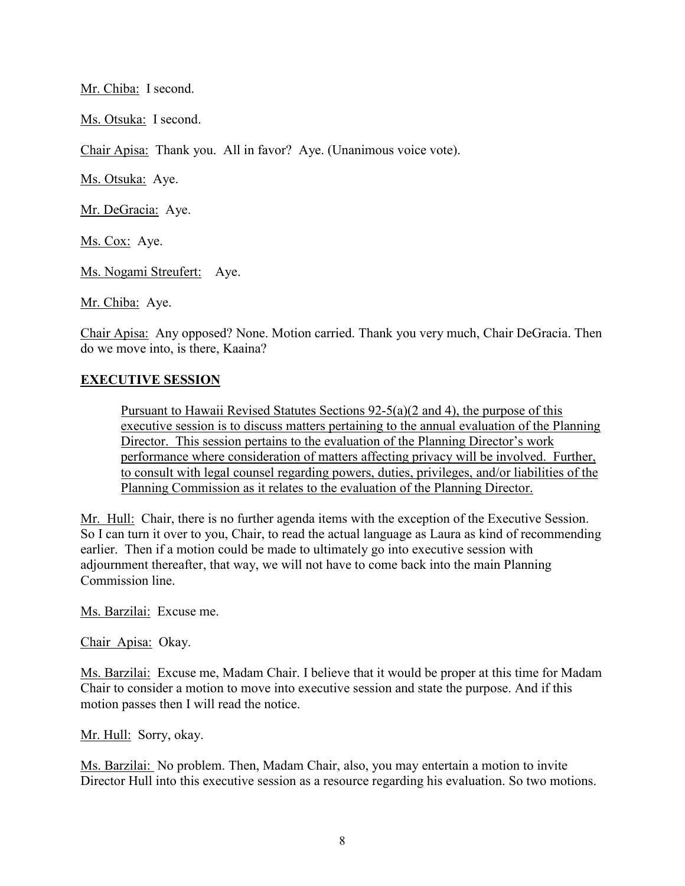<u>Mr. Chiba:</u> I second.

<u>Ms. Otsuka:</u> I second.

<u>Chair Apisa:</u> Thank you. All in favor? Aye. (Unanimous voice vote).

<u>Ms. Otsuka:</u> Aye.

<u>Mr. DeGracia:</u> Aye.

<u>Ms. Cox:</u> Aye.

<u>Ms. Nogami Streufert:</u> Aye.

<u>Mr. Chiba:</u> Aye.

<u>Chair Apisa:</u> Any opposed? None. Motion carried. Thank you very much, Chair DeGracia. Then do we move into, is there, Kaaina?

## EXECUTIVE SESSION

> <u>Pursuant to Hawaii Revised Statutes Sections 92-5(a)(2 and 4), the purpose of this executive session is to discuss matters pertaining to the annual evaluation of the Planning Director. This session pertains to the evaluation of the Planning Director's work performance where consideration of matters affecting privacy will be involved. Further, to consult with legal counsel regarding powers, duties, privileges, and/or liabilities of the Planning Commission as it relates to the evaluation of the Planning Director.</u>

<u>Mr. Hull:</u> Chair, there is no further agenda items with the exception of the Executive Session. So I can turn it over to you, Chair, to read the actual language as Laura as kind of recommending earlier. Then if a motion could be made to ultimately go into executive session with adjournment thereafter, that way, we will not have to come back into the main Planning Commission line.

<u>Ms. Barzilai:</u> Excuse me.

<u>Chair Apisa:</u> Okay.

<u>Ms. Barzilai:</u> Excuse me, Madam Chair. I believe that it would be proper at this time for Madam Chair to consider a motion to move into executive session and state the purpose. And if this motion passes then I will read the notice.

<u>Mr. Hull:</u> Sorry, okay.

<u>Ms. Barzilai:</u> No problem. Then, Madam Chair, also, you may entertain a motion to invite Director Hull into this executive session as a resource regarding his evaluation. So two motions.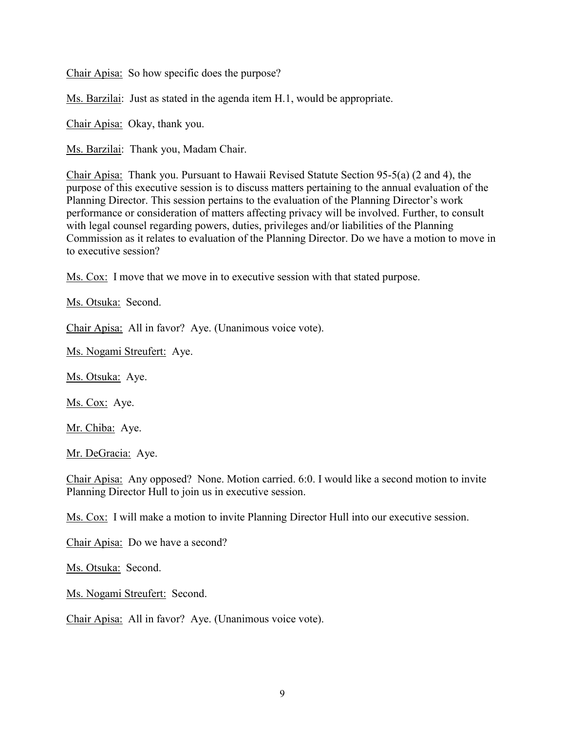Chair Apisa: So how specific does the purpose?

Ms. Barzilai: Just as stated in the agenda item H.1, would be appropriate.

Chair Apisa: Okay, thank you.

Ms. Barzilai: Thank you, Madam Chair.

Chair Apisa: Thank you. Pursuant to Hawaii Revised Statute Section 95-5(a) (2 and 4), the purpose of this executive session is to discuss matters pertaining to the annual evaluation of the Planning Director. This session pertains to the evaluation of the Planning Director's work performance or consideration of matters affecting privacy will be involved. Further, to consult with legal counsel regarding powers, duties, privileges and/or liabilities of the Planning Commission as it relates to evaluation of the Planning Director. Do we have a motion to move in to executive session?

Ms. Cox: I move that we move in to executive session with that stated purpose.

Ms. Otsuka: Second.

Chair Apisa: All in favor? Aye. (Unanimous voice vote).

Ms. Nogami Streufert: Aye.

Ms. Otsuka: Aye.

Ms. Cox: Aye.

Mr. Chiba: Aye.

Mr. DeGracia: Aye.

Chair Apisa: Any opposed? None. Motion carried. 6:0. I would like a second motion to invite Planning Director Hull to join us in executive session.

Ms. Cox: I will make a motion to invite Planning Director Hull into our executive session.

Chair Apisa: Do we have a second?

Ms. Otsuka: Second.

Ms. Nogami Streufert: Second.

Chair Apisa: All in favor? Aye. (Unanimous voice vote).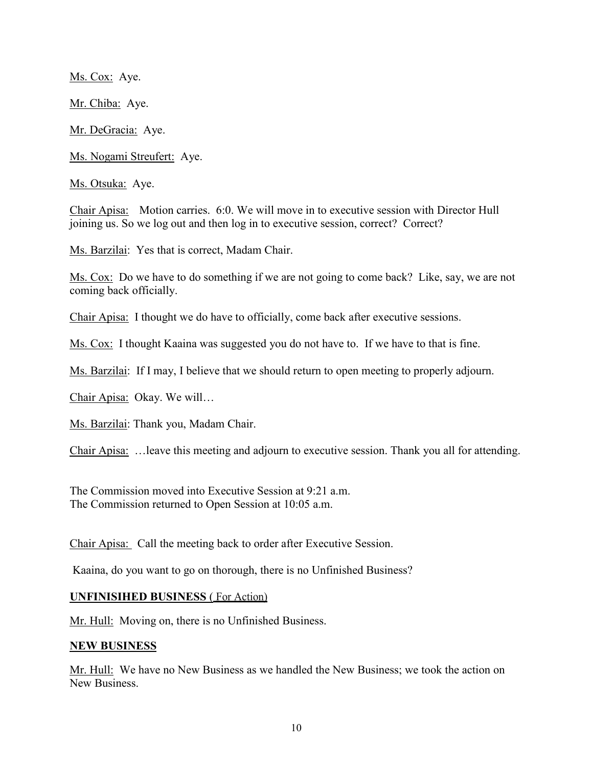Ms. Cox: Aye.

Mr. Chiba: Aye.

Mr. DeGracia: Aye.

Ms. Nogami Streufert: Aye.

Ms. Otsuka: Aye.

Chair Apisa: Motion carries. 6:0. We will move in to executive session with Director Hull joining us. So we log out and then log in to executive session, correct? Correct?

Ms. Barzilai: Yes that is correct, Madam Chair.

Ms. Cox: Do we have to do something if we are not going to come back? Like, say, we are not coming back officially.

Chair Apisa: I thought we do have to officially, come back after executive sessions.

Ms. Cox: I thought Kaaina was suggested you do not have to. If we have to that is fine.

Ms. Barzilai: If I may, I believe that we should return to open meeting to properly adjourn.

Chair Apisa: Okay. We will…

Ms. Barzilai: Thank you, Madam Chair.

Chair Apisa: …leave this meeting and adjourn to executive session. Thank you all for attending.

The Commission moved into Executive Session at 9:21 a.m.
The Commission returned to Open Session at 10:05 a.m.

Chair Apisa: Call the meeting back to order after Executive Session.

Kaaina, do you want to go on thorough, there is no Unfinished Business?

**UNFINISIHED BUSINESS** ( For Action)

Mr. Hull: Moving on, there is no Unfinished Business.

**NEW BUSINESS**

Mr. Hull: We have no New Business as we handled the New Business; we took the action on New Business.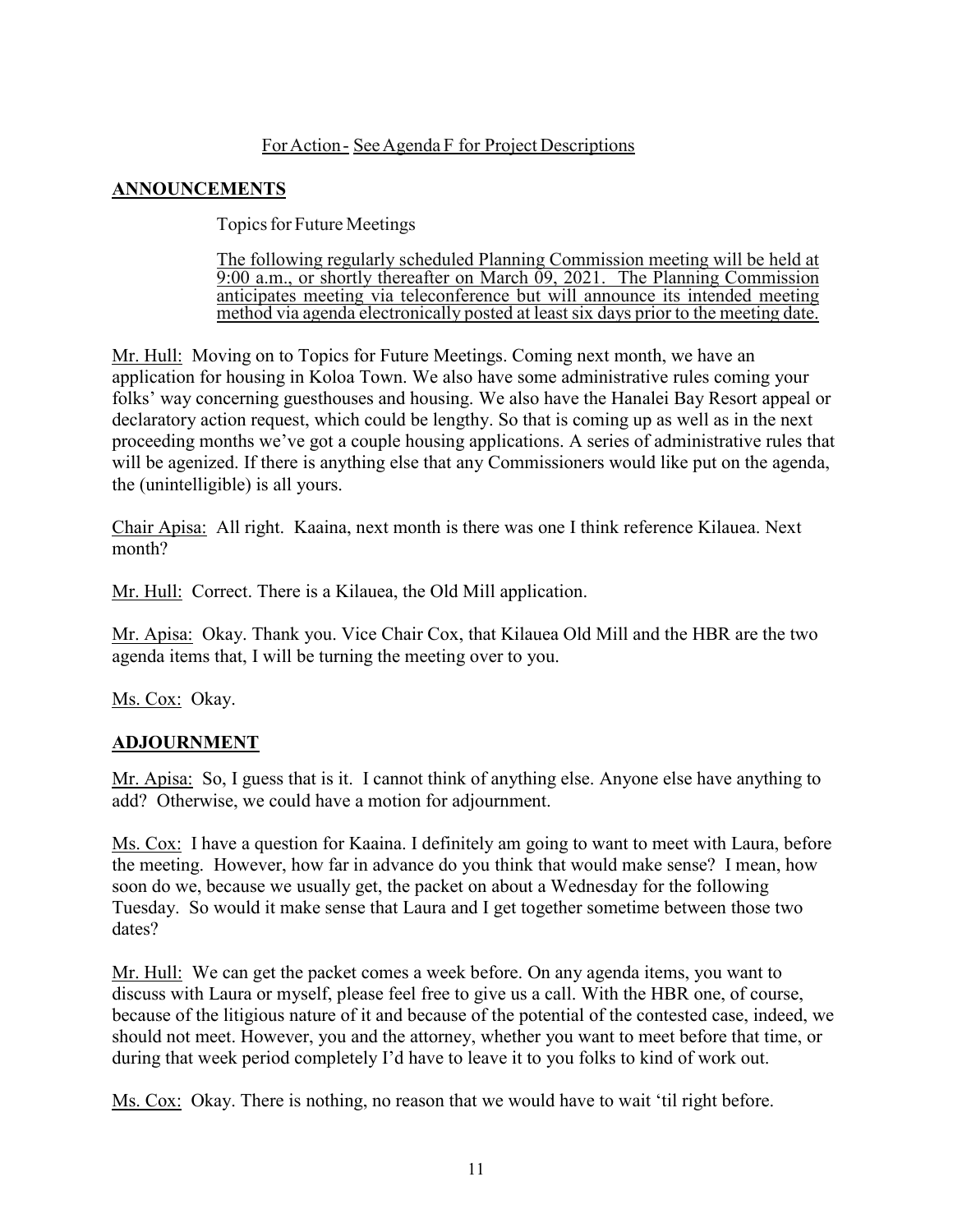For Action - See Agenda F for Project Descriptions

## ANNOUNCEMENTS

Topics for Future Meetings

The following regularly scheduled Planning Commission meeting will be held at 9:00 a.m., or shortly thereafter on March 09, 2021. The Planning Commission anticipates meeting via teleconference but will announce its intended meeting method via agenda electronically posted at least six days prior to the meeting date.

Mr. Hull: Moving on to Topics for Future Meetings. Coming next month, we have an application for housing in Koloa Town. We also have some administrative rules coming your folks' way concerning guesthouses and housing. We also have the Hanalei Bay Resort appeal or declaratory action request, which could be lengthy. So that is coming up as well as in the next proceeding months we've got a couple housing applications. A series of administrative rules that will be agenized. If there is anything else that any Commissioners would like put on the agenda, the (unintelligible) is all yours.

Chair Apisa: All right. Kaaina, next month is there was one I think reference Kilauea. Next month?

Mr. Hull: Correct. There is a Kilauea, the Old Mill application.

Mr. Apisa: Okay. Thank you. Vice Chair Cox, that Kilauea Old Mill and the HBR are the two agenda items that, I will be turning the meeting over to you.

Ms. Cox: Okay.

## ADJOURNMENT

Mr. Apisa: So, I guess that is it. I cannot think of anything else. Anyone else have anything to add? Otherwise, we could have a motion for adjournment.

Ms. Cox: I have a question for Kaaina. I definitely am going to want to meet with Laura, before the meeting. However, how far in advance do you think that would make sense? I mean, how soon do we, because we usually get, the packet on about a Wednesday for the following Tuesday. So would it make sense that Laura and I get together sometime between those two dates?

Mr. Hull: We can get the packet comes a week before. On any agenda items, you want to discuss with Laura or myself, please feel free to give us a call. With the HBR one, of course, because of the litigious nature of it and because of the potential of the contested case, indeed, we should not meet. However, you and the attorney, whether you want to meet before that time, or during that week period completely I'd have to leave it to you folks to kind of work out.

Ms. Cox: Okay. There is nothing, no reason that we would have to wait 'til right before.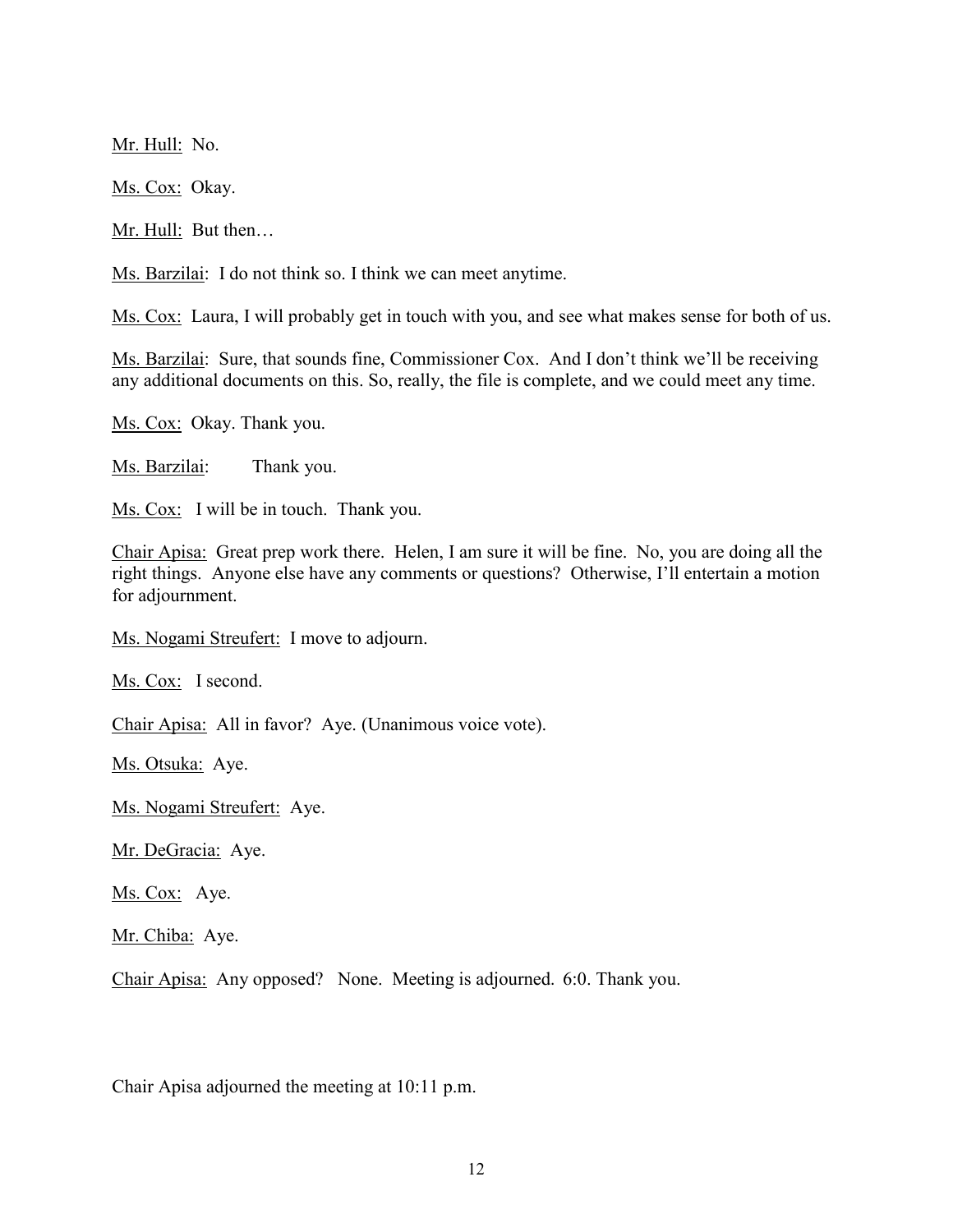Mr. Hull: No.

Ms. Cox: Okay.

Mr. Hull: But then…

Ms. Barzilai: I do not think so. I think we can meet anytime.

Ms. Cox: Laura, I will probably get in touch with you, and see what makes sense for both of us.

Ms. Barzilai: Sure, that sounds fine, Commissioner Cox. And I don't think we'll be receiving any additional documents on this. So, really, the file is complete, and we could meet any time.

Ms. Cox: Okay. Thank you.

Ms. Barzilai: Thank you.

Ms. Cox: I will be in touch. Thank you.

Chair Apisa: Great prep work there. Helen, I am sure it will be fine. No, you are doing all the right things. Anyone else have any comments or questions? Otherwise, I'll entertain a motion for adjournment.

Ms. Nogami Streufert: I move to adjourn.

Ms. Cox: I second.

Chair Apisa: All in favor? Aye. (Unanimous voice vote).

Ms. Otsuka: Aye.

Ms. Nogami Streufert: Aye.

Mr. DeGracia: Aye.

Ms. Cox: Aye.

Mr. Chiba: Aye.

Chair Apisa: Any opposed? None. Meeting is adjourned. 6:0. Thank you.

Chair Apisa adjourned the meeting at 10:11 p.m.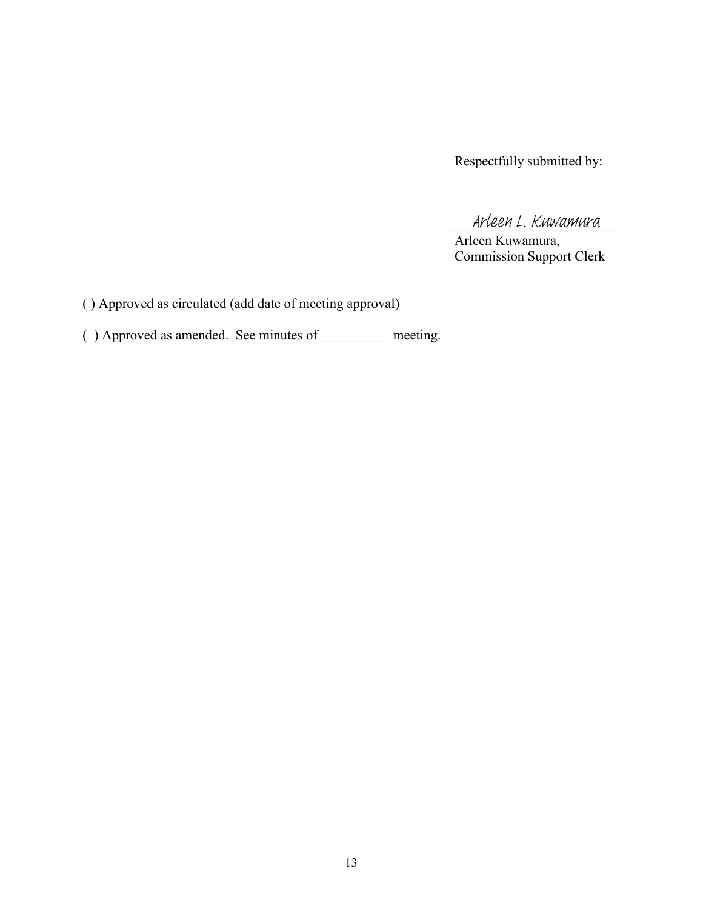Respectfully submitted by:

Arleen L. Kuwamura

Arleen Kuwamura,
Commission Support Clerk

( ) Approved as circulated (add date of meeting approval)

( ) Approved as amended. See minutes of __________ meeting.